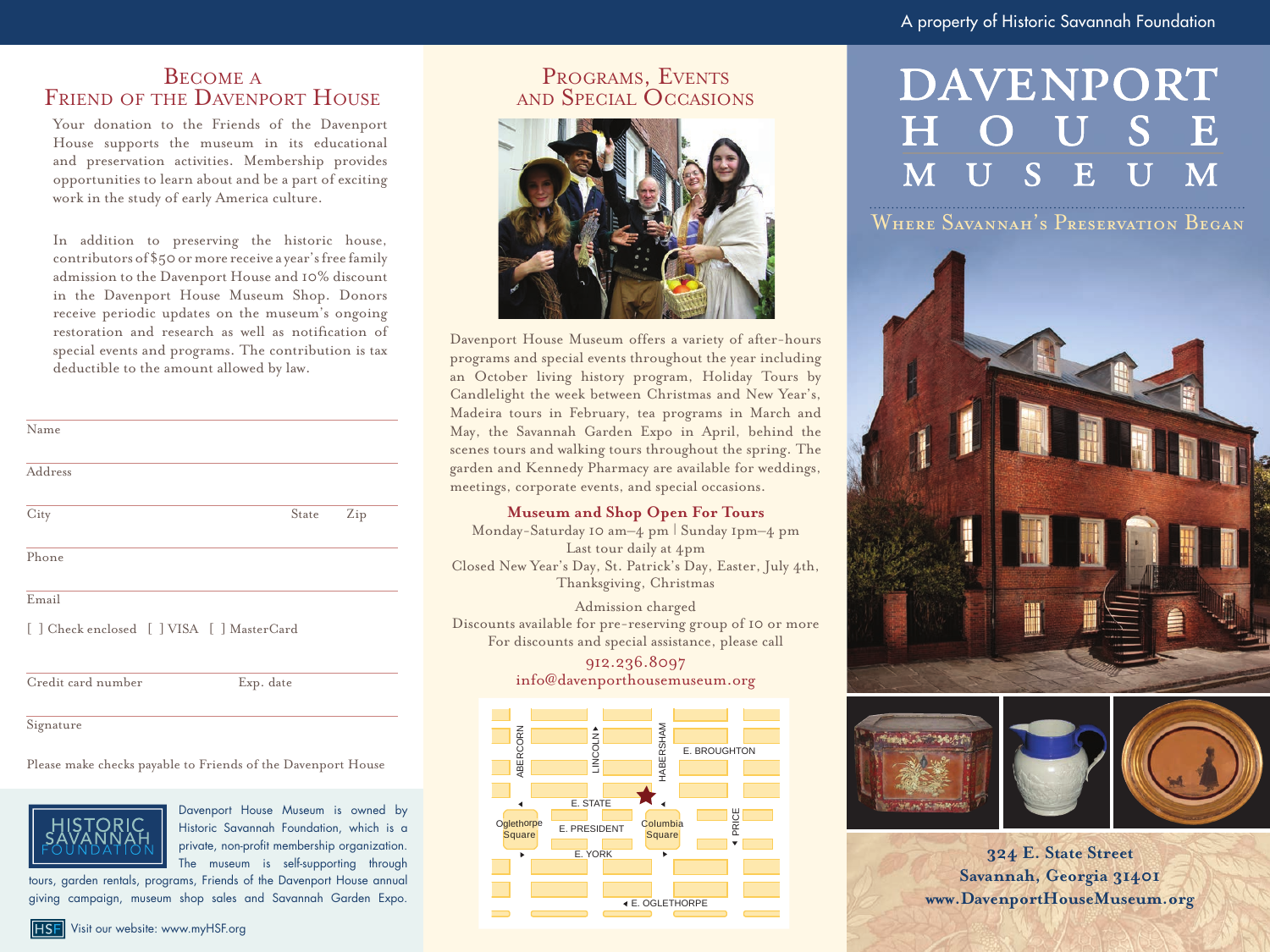A property of Historic Savannah Foundation

## Become a Friend of the Davenport House

Your donation to the Friends of the Davenport House supports the museum in its educational and preservation activities. Membership provides opportunities to learn about and be a part of exciting work in the study of early America culture.

In addition to preserving the historic house, contributors of $50 or more receive a year's free family admission to the Davenport House and 10% discount in the Davenport House Museum Shop. Donors receive periodic updates on the museum's ongoing restoration and research as well as notification of special events and programs. The contribution is tax deductible to the amount allowed by law.

Name

Address

City State Zip

Phone

Email

[ ] Check enclosed [ ] VISA [ ] MasterCard

Credit card number Exp. date

Signature

Please make checks payable to Friends of the Davenport House

HISTORIC SAVANNAH FOUNDATION

Davenport House Museum is owned by Historic Savannah Foundation, which is a private, non-profit membership organization. The museum is self-supporting through tours, garden rentals, programs, Friends of the Davenport House annual giving campaign, museum shop sales and Savannah Garden Expo.

HSF Visit our website: www.myHSF.org

## Programs, Events and Special Occasions

Davenport House Museum offers a variety of after-hours programs and special events throughout the year including an October living history program, Holiday Tours by Candlelight the week between Christmas and New Year's, Madeira tours in February, tea programs in March and May, the Savannah Garden Expo in April, behind the scenes tours and walking tours throughout the spring. The garden and Kennedy Pharmacy are available for weddings, meetings, corporate events, and special occasions.

**Museum and Shop Open For Tours**

Monday-Saturday 10 am–4 pm | Sunday 1pm–4 pm
Last tour daily at 4pm
Closed New Year's Day, St. Patrick's Day, Easter, July 4th, Thanksgiving, Christmas

Admission charged
Discounts available for pre-reserving group of 10 or more
For discounts and special assistance, please call
912.236.8097
info@davenporthousemuseum.org

ABERCORN, LINCOLN, HABERSHAM, E. BROUGHTON, E. STATE, Oglethorpe Square, E. PRESIDENT, Columbia Square, PRICE, E. YORK, E. OGLETHORPE

# DAVENPORT HOUSE MUSEUM

## Where Savannah's Preservation Began

**324 E. State Street**
**Savannah, Georgia 31401**
**www.DavenportHouseMuseum.org**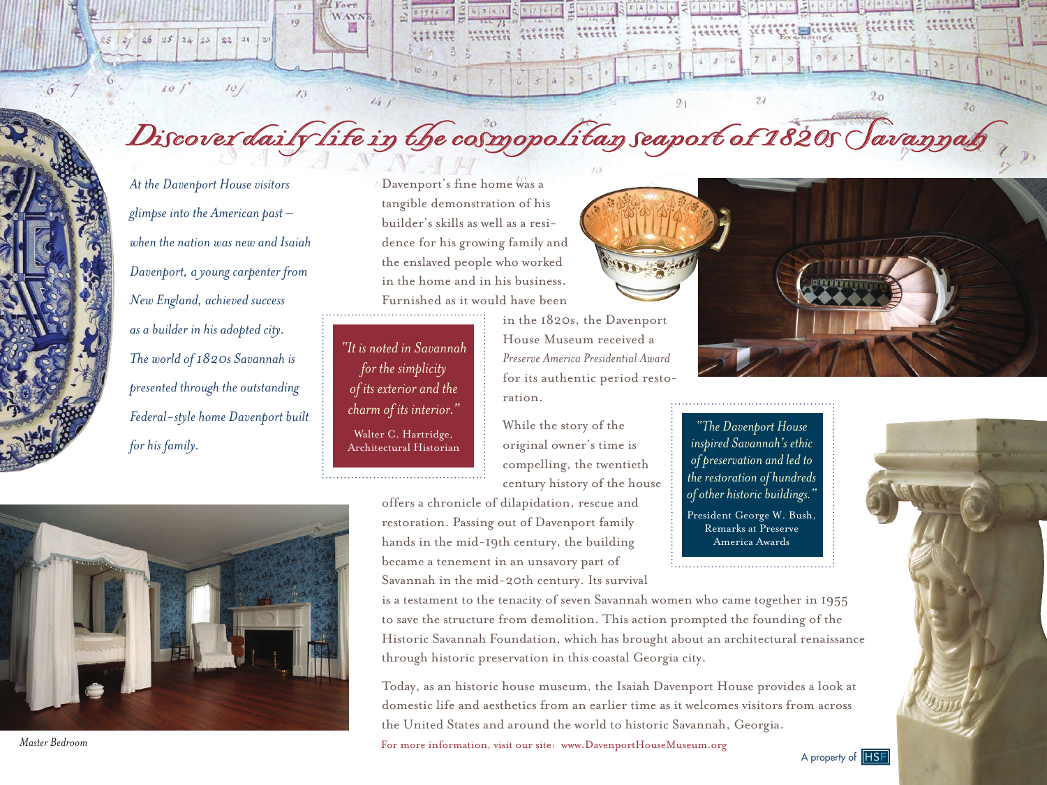# Discover daily life in the cosmopolitan seaport of 1820s Savannah

*At the Davenport House visitors glimpse into the American past — when the nation was new and Isaiah Davenport, a young carpenter from New England, achieved success as a builder in his adopted city. The world of 1820s Savannah is presented through the outstanding Federal-style home Davenport built for his family.*

Davenport's fine home was a tangible demonstration of his builder's skills as well as a residence for his growing family and the enslaved people who worked in the home and in his business. Furnished as it would have been in the 1820s, the Davenport House Museum received a *Preserve America Presidential Award* for its authentic period restoration.

> *"It is noted in Savannah for the simplicity of its exterior and the charm of its interior."*
>
> Walter C. Hartridge, Architectural Historian

While the story of the original owner's time is compelling, the twentieth century history of the house offers a chronicle of dilapidation, rescue and restoration. Passing out of Davenport family hands in the mid-19th century, the building became a tenement in an unsavory part of Savannah in the mid-20th century. Its survival is a testament to the tenacity of seven Savannah women who came together in 1955 to save the structure from demolition. This action prompted the founding of the Historic Savannah Foundation, which has brought about an architectural renaissance through historic preservation in this coastal Georgia city.

> *"The Davenport House inspired Savannah's ethic of preservation and led to the restoration of hundreds of other historic buildings."*
>
> President George W. Bush, Remarks at Preserve America Awards

Today, as an historic house museum, the Isaiah Davenport House provides a look at domestic life and aesthetics from an earlier time as it welcomes visitors from across the United States and around the world to historic Savannah, Georgia.

*Master Bedroom*

For more information, visit our site: www.DavenportHouseMuseum.org

A property of HSF